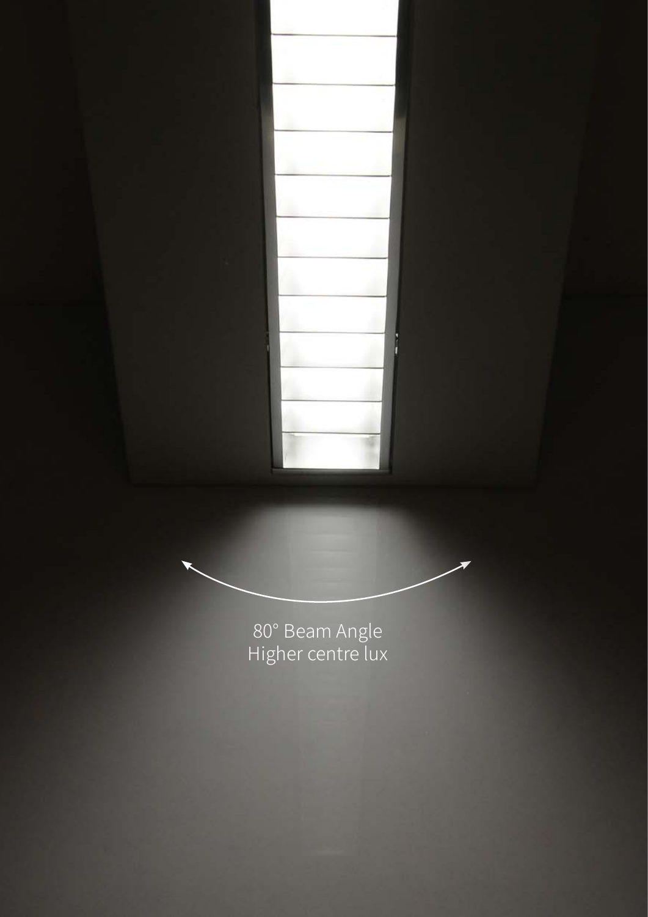80° Beam Angle
Higher centre lux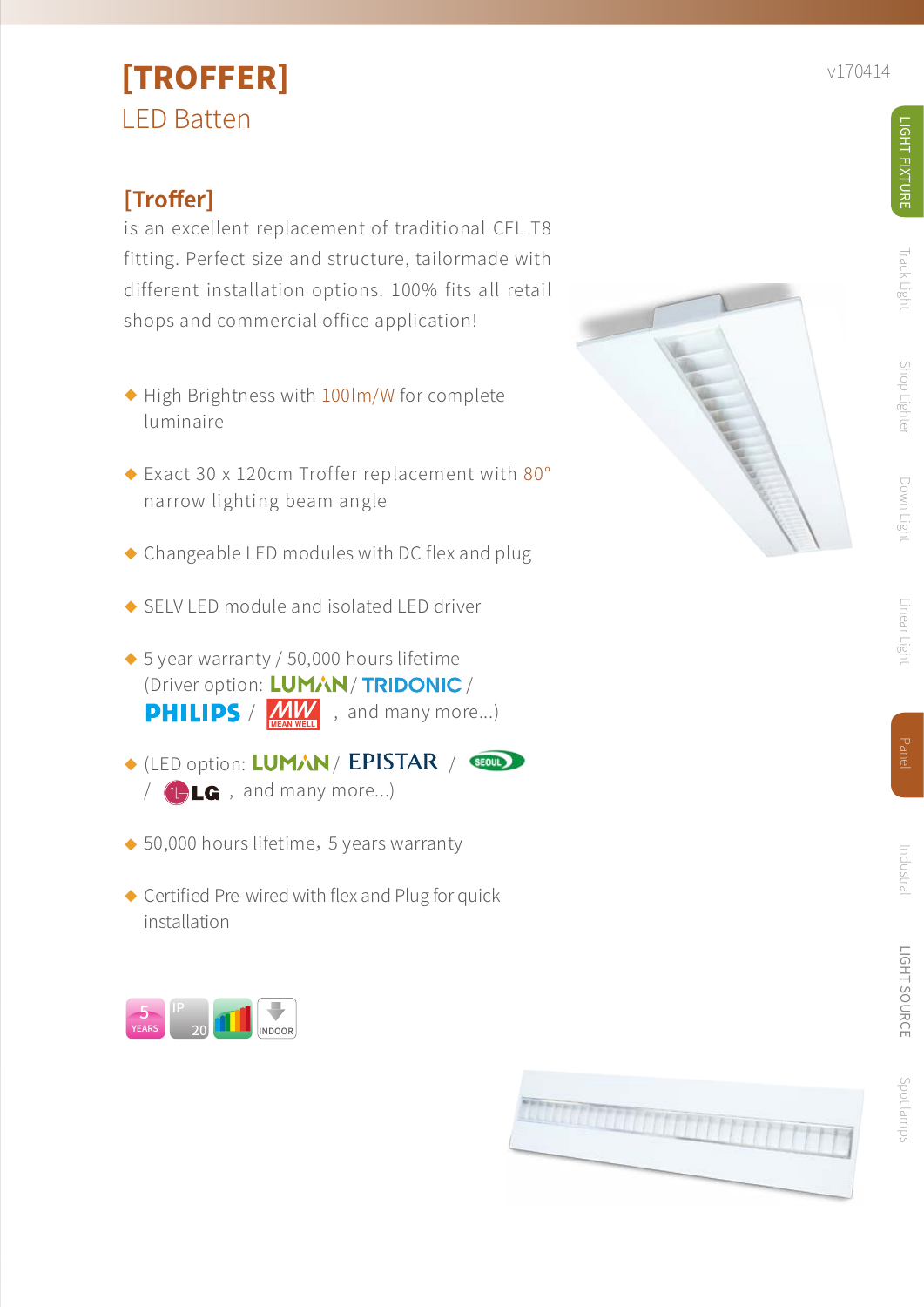# [TROFFER]

## LED Batten

v170414

### [Troffer]

is an excellent replacement of traditional CFL T8 fitting. Perfect size and structure, tailormade with different installation options. 100% fits all retail shops and commercial office application!

- High Brightness with 100lm/W for complete luminaire
- Exact 30 x 120cm Troffer replacement with 80° narrow lighting beam angle
- Changeable LED modules with DC flex and plug
- SELV LED module and isolated LED driver
- 5 year warranty / 50,000 hours lifetime (Driver option: LUMAN / TRIDONIC / PHILIPS / MW MEAN WELL , and many more...)
- (LED option: LUMAN / EPISTAR / SEOUL / LG , and many more...)
- 50,000 hours lifetime, 5 years warranty
- Certified Pre-wired with flex and Plug for quick installation

5 YEARS | IP 20 | INDOOR

LIGHT FIXTURE | Track Light | Shop Lighter | Down Light | Linear Light | Panel | Industral | LIGHT SOURCE | Spot lamps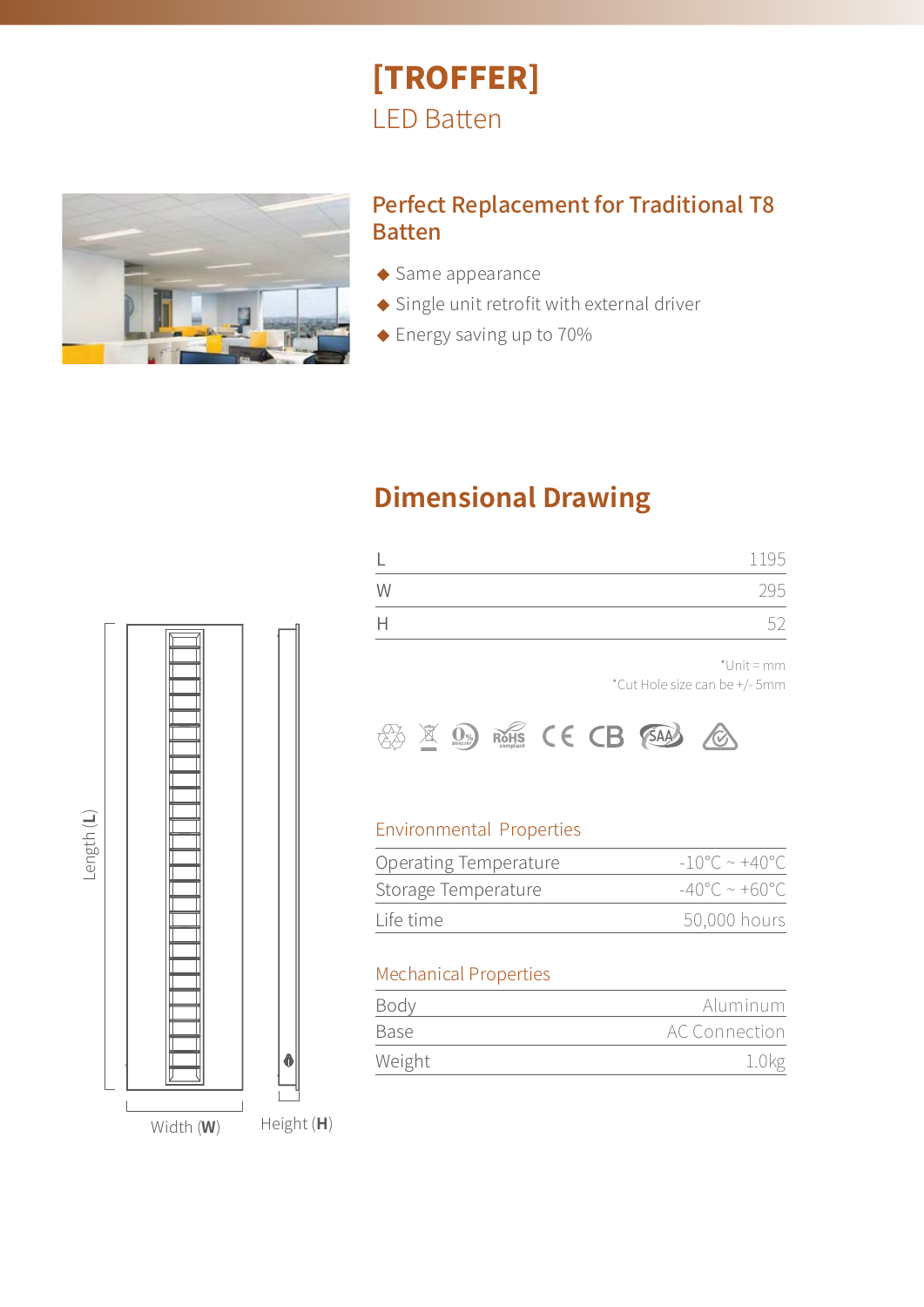# [TROFFER]

LED Batten

## Perfect Replacement for Traditional T8 Batten

- Same appearance
- Single unit retrofit with external driver
- Energy saving up to 70%

## Dimensional Drawing

| | |
|---|---|
| L | 1195 |
| W | 295 |
| H | 52 |

*Unit = mm
*Cut Hole size can be +/- 5mm

Length (L)

Width (W)

Height (H)

### Environmental Properties

| | |
|---|---|
| Operating Temperature | -10°C ~ +40°C |
| Storage Temperature | -40°C ~ +60°C |
| Life time | 50,000 hours |

### Mechanical Properties

| | |
|---|---|
| Body | Aluminum |
| Base | AC Connection |
| Weight | 1.0kg |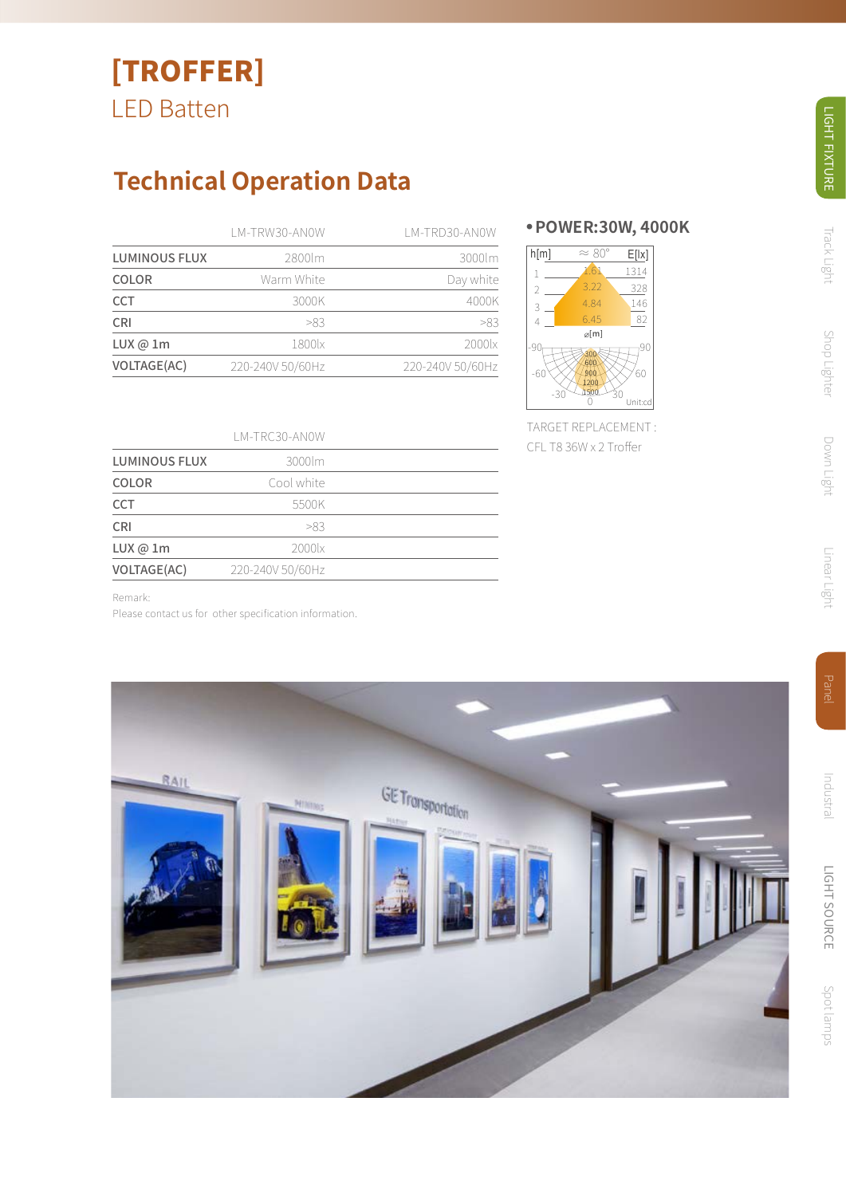# [TROFFER]

LED Batten

## Technical Operation Data

| | LM-TRW30-AN0W | LM-TRD30-AN0W |
|---|---|---|
| **LUMINOUS FLUX** | 2800lm | 3000lm |
| **COLOR** | Warm White | Day white |
| **CCT** | 3000K | 4000K |
| **CRI** | >83 | >83 |
| **LUX @ 1m** | 1800lx | 2000lx |
| **VOLTAGE(AC)** | 220-240V 50/60Hz | 220-240V 50/60Hz |

| | LM-TRC30-AN0W |
|---|---|
| **LUMINOUS FLUX** | 3000lm |
| **COLOR** | Cool white |
| **CCT** | 5500K |
| **CRI** | >83 |
| **LUX @ 1m** | 2000lx |
| **VOLTAGE(AC)** | 220-240V 50/60Hz |

Remark:
Please contact us for other specification information.

**• POWER:30W, 4000K**

h[m] ≈ 80° E[lx]
1 1.61 1314
2 3.22 328
3 4.84 146
4 6.45 82
⌀[m]
-90 90
-60 60
-30 0 30
300
600
900
1200
1500
Unit:cd

TARGET REPLACEMENT :
CFL T8 36W x 2 Troffer